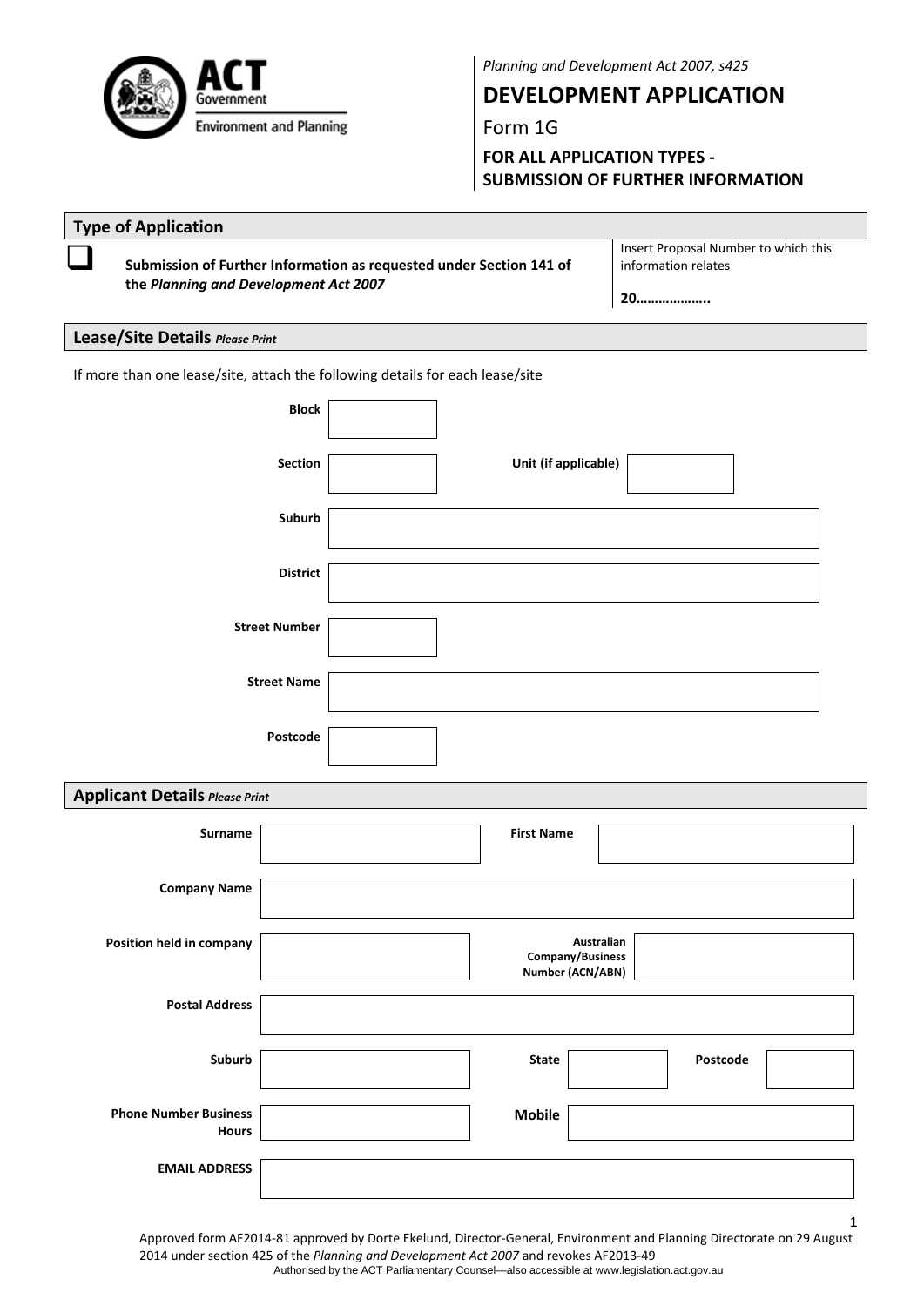*Planning and Development Act 2007, s425*

# DEVELOPMENT APPLICATION

Form 1G

**FOR ALL APPLICATION TYPES - SUBMISSION OF FURTHER INFORMATION**

## Type of Application

| | | |
|---|---|---|
| ☐ | **Submission of Further Information as requested under Section 141 of the *Planning and Development Act 2007*** | Insert Proposal Number to which this information relates<br><br>**20………………..** |

## Lease/Site Details *Please Print*

If more than one lease/site, attach the following details for each lease/site

| | | | |
|---|---|---|---|
| **Block** | | | |
| **Section** | | **Unit (if applicable)** | |
| **Suburb** | | | |
| **District** | | | |
| **Street Number** | | | |
| **Street Name** | | | |
| **Postcode** | | | |

## Applicant Details *Please Print*

| | | | | | |
|---|---|---|---|---|---|
| **Surname** | | **First Name** | | | |
| **Company Name** | | | | | |
| **Position held in company** | | **Australian Company/Business Number (ACN/ABN)** | | | |
| **Postal Address** | | | | | |
| **Suburb** | | **State** | | **Postcode** | |
| **Phone Number Business Hours** | | **Mobile** | | | |
| **EMAIL ADDRESS** | | | | | |

Approved form AF2014-81 approved by Dorte Ekelund, Director-General, Environment and Planning Directorate on 29 August 2014 under section 425 of the *Planning and Development Act 2007* and revokes AF2013-49

Authorised by the ACT Parliamentary Counsel—also accessible at www.legislation.act.gov.au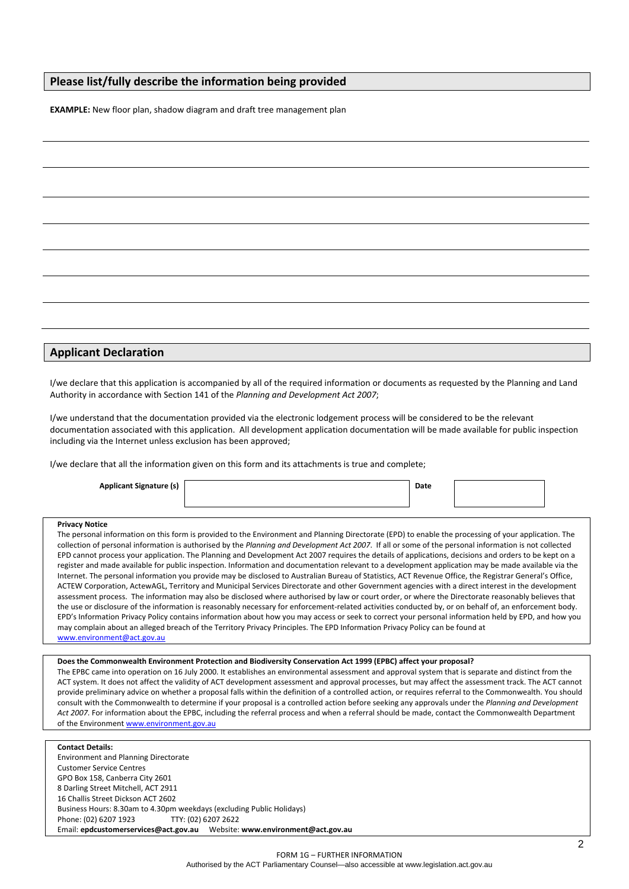## Please list/fully describe the information being provided

**EXAMPLE:** New floor plan, shadow diagram and draft tree management plan

## Applicant Declaration

I/we declare that this application is accompanied by all of the required information or documents as requested by the Planning and Land Authority in accordance with Section 141 of the *Planning and Development Act 2007*;

I/we understand that the documentation provided via the electronic lodgement process will be considered to be the relevant documentation associated with this application. All development application documentation will be made available for public inspection including via the Internet unless exclusion has been approved;

I/we declare that all the information given on this form and its attachments is true and complete;

| | | | |
|---|---|---|---|
| **Applicant Signature (s)** | | **Date** | |

**Privacy Notice**

The personal information on this form is provided to the Environment and Planning Directorate (EPD) to enable the processing of your application. The collection of personal information is authorised by the *Planning and Development Act 2007*. If all or some of the personal information is not collected EPD cannot process your application. The Planning and Development Act 2007 requires the details of applications, decisions and orders to be kept on a register and made available for public inspection. Information and documentation relevant to a development application may be made available via the Internet. The personal information you provide may be disclosed to Australian Bureau of Statistics, ACT Revenue Office, the Registrar General's Office, ACTEW Corporation, ActewAGL, Territory and Municipal Services Directorate and other Government agencies with a direct interest in the development assessment process. The information may also be disclosed where authorised by law or court order, or where the Directorate reasonably believes that the use or disclosure of the information is reasonably necessary for enforcement-related activities conducted by, or on behalf of, an enforcement body. EPD's Information Privacy Policy contains information about how you may access or seek to correct your personal information held by EPD, and how you may complain about an alleged breach of the Territory Privacy Principles. The EPD Information Privacy Policy can be found at www.environment@act.gov.au

**Does the Commonwealth Environment Protection and Biodiversity Conservation Act 1999 (EPBC) affect your proposal?**

The EPBC came into operation on 16 July 2000. It establishes an environmental assessment and approval system that is separate and distinct from the ACT system. It does not affect the validity of ACT development assessment and approval processes, but may affect the assessment track. The ACT cannot provide preliminary advice on whether a proposal falls within the definition of a controlled action, or requires referral to the Commonwealth. You should consult with the Commonwealth to determine if your proposal is a controlled action before seeking any approvals under the *Planning and Development Act 2007*. For information about the EPBC, including the referral process and when a referral should be made, contact the Commonwealth Department of the Environment www.environment.gov.au

**Contact Details:**
Environment and Planning Directorate
Customer Service Centres
GPO Box 158, Canberra City 2601
8 Darling Street Mitchell, ACT 2911
16 Challis Street Dickson ACT 2602
Business Hours: 8.30am to 4.30pm weekdays (excluding Public Holidays)
Phone: (02) 6207 1923 TTY: (02) 6207 2622
Email: **epdcustomerservices@act.gov.au** Website: **www.environment@act.gov.au**

FORM 1G – FURTHER INFORMATION
Authorised by the ACT Parliamentary Counsel—also accessible at www.legislation.act.gov.au